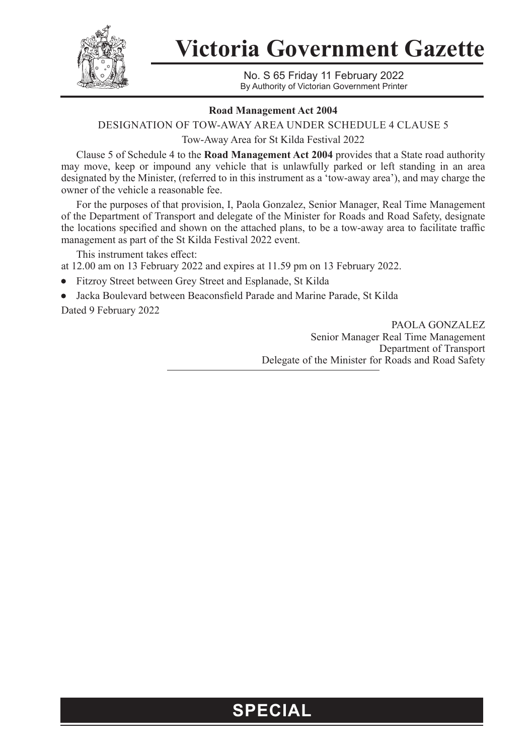# Victoria Government Gazette

No. S 65 Friday 11 February 2022
By Authority of Victorian Government Printer

**Road Management Act 2004**

DESIGNATION OF TOW-AWAY AREA UNDER SCHEDULE 4 CLAUSE 5

Tow-Away Area for St Kilda Festival 2022

Clause 5 of Schedule 4 to the **Road Management Act 2004** provides that a State road authority may move, keep or impound any vehicle that is unlawfully parked or left standing in an area designated by the Minister, (referred to in this instrument as a 'tow-away area'), and may charge the owner of the vehicle a reasonable fee.

For the purposes of that provision, I, Paola Gonzalez, Senior Manager, Real Time Management of the Department of Transport and delegate of the Minister for Roads and Road Safety, designate the locations specified and shown on the attached plans, to be a tow-away area to facilitate traffic management as part of the St Kilda Festival 2022 event.

This instrument takes effect:

at 12.00 am on 13 February 2022 and expires at 11.59 pm on 13 February 2022.

- Fitzroy Street between Grey Street and Esplanade, St Kilda
- Jacka Boulevard between Beaconsfield Parade and Marine Parade, St Kilda

Dated 9 February 2022

PAOLA GONZALEZ
Senior Manager Real Time Management
Department of Transport
Delegate of the Minister for Roads and Road Safety

**SPECIAL**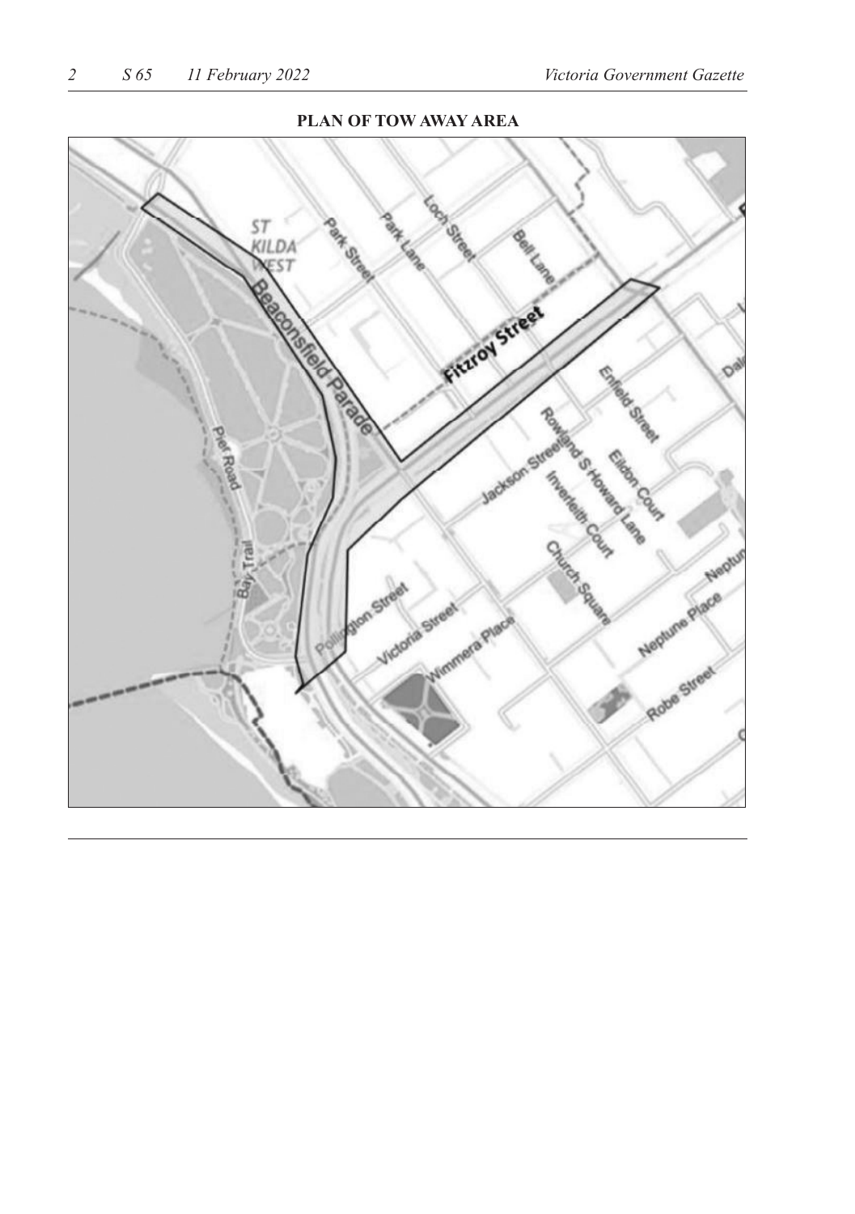**PLAN OF TOW AWAY AREA**

ST KILDA WEST

Park Street

Park Lane

Loch Street

Bell Lane

Fitzroy Street

Beaconsfield Parade

Pier Road

Bay Trail

Enfield Street

Jackson Street

Rowland S Howard Lane

Eildon Court

Inverleith Court

Church Square

Pollington Street

Victoria Street

Wimmera Place

Neptune Place

Robe Street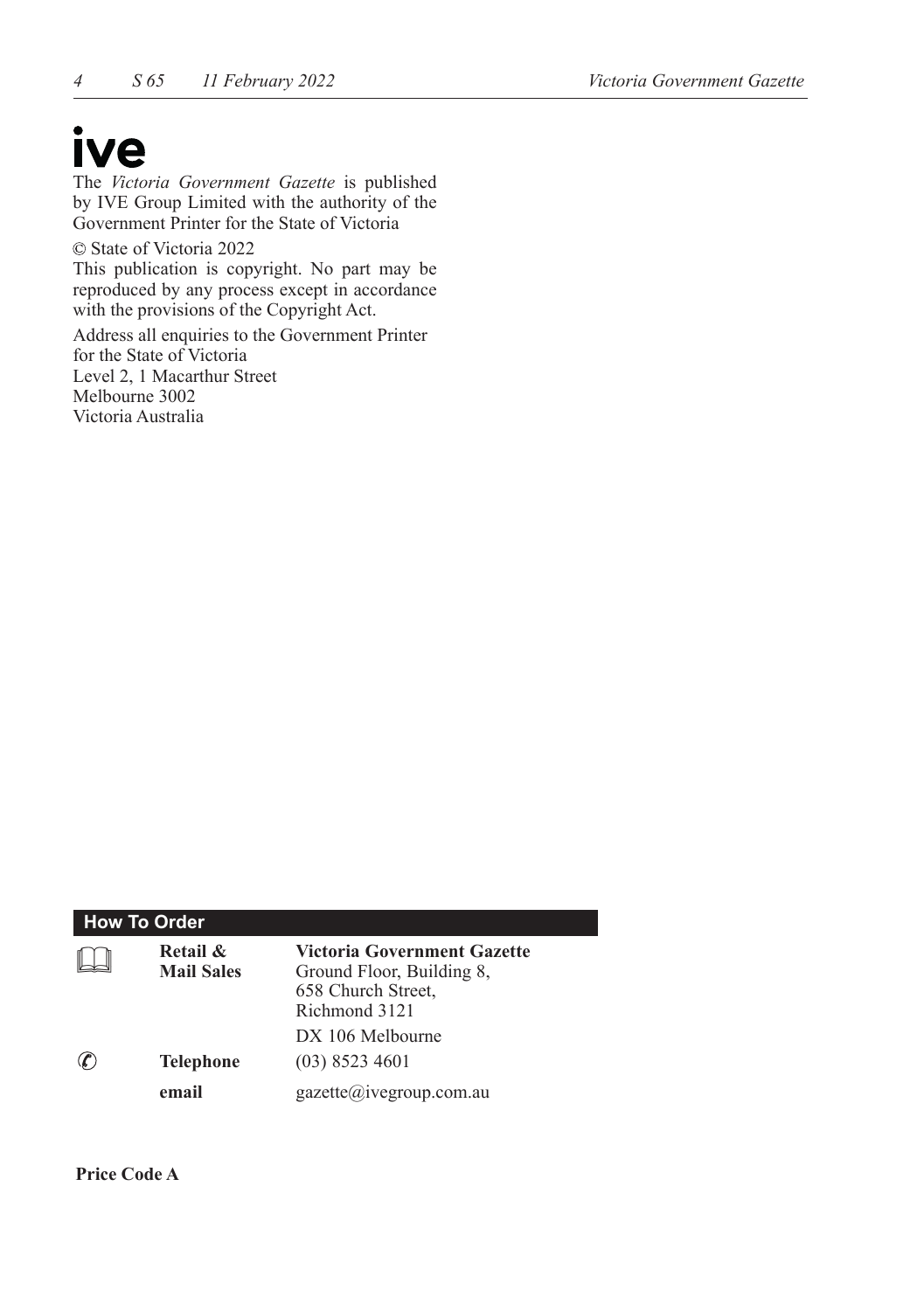ive

The *Victoria Government Gazette* is published by IVE Group Limited with the authority of the Government Printer for the State of Victoria

© State of Victoria 2022

This publication is copyright. No part may be reproduced by any process except in accordance with the provisions of the Copyright Act.

Address all enquiries to the Government Printer for the State of Victoria
Level 2, 1 Macarthur Street
Melbourne 3002
Victoria Australia

**How To Order**

| | | |
|---|---|---|
| | **Retail & Mail Sales** | **Victoria Government Gazette**<br>Ground Floor, Building 8,<br>658 Church Street,<br>Richmond 3121<br>DX 106 Melbourne |
| | **Telephone** | (03) 8523 4601 |
| | **email** | gazette@ivegroup.com.au |

**Price Code A**